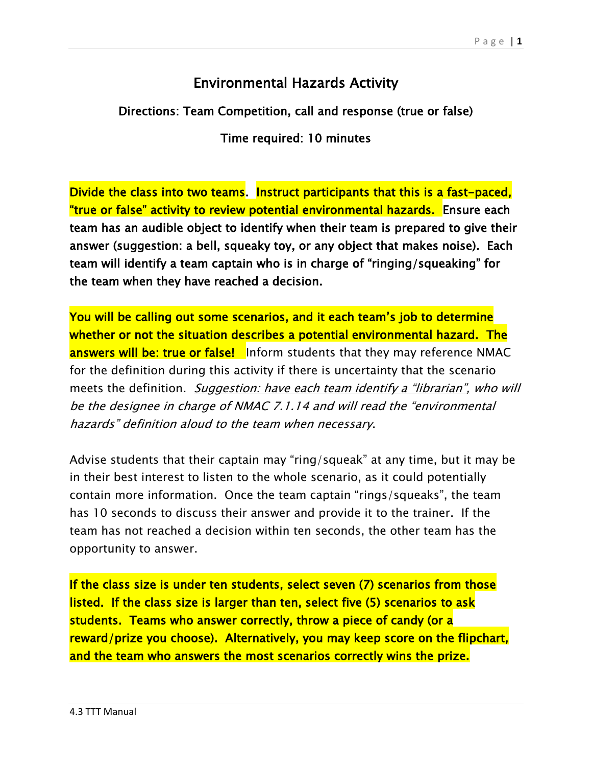# Environmental Hazards Activity

**Directions: Team Competition, call and response (true or false)**

**Time required: 10 minutes**

**Divide the class into two teams. Instruct participants that this is a fast-paced, "true or false" activity to review potential environmental hazards. Ensure each team has an audible object to identify when their team is prepared to give their answer (suggestion: a bell, squeaky toy, or any object that makes noise). Each team will identify a team captain who is in charge of "ringing/squeaking" for the team when they have reached a decision.**

**You will be calling out some scenarios, and it each team's job to determine whether or not the situation describes a potential environmental hazard. The answers will be: true or false!** Inform students that they may reference NMAC for the definition during this activity if there is uncertainty that the scenario meets the definition. *Suggestion: have each team identify a "librarian", who will be the designee in charge of NMAC 7.1.14 and will read the "environmental hazards" definition aloud to the team when necessary.*

Advise students that their captain may "ring/squeak" at any time, but it may be in their best interest to listen to the whole scenario, as it could potentially contain more information. Once the team captain "rings/squeaks", the team has 10 seconds to discuss their answer and provide it to the trainer. If the team has not reached a decision within ten seconds, the other team has the opportunity to answer.

**If the class size is under ten students, select seven (7) scenarios from those listed. If the class size is larger than ten, select five (5) scenarios to ask students. Teams who answer correctly, throw a piece of candy (or a reward/prize you choose). Alternatively, you may keep score on the flipchart, and the team who answers the most scenarios correctly wins the prize.**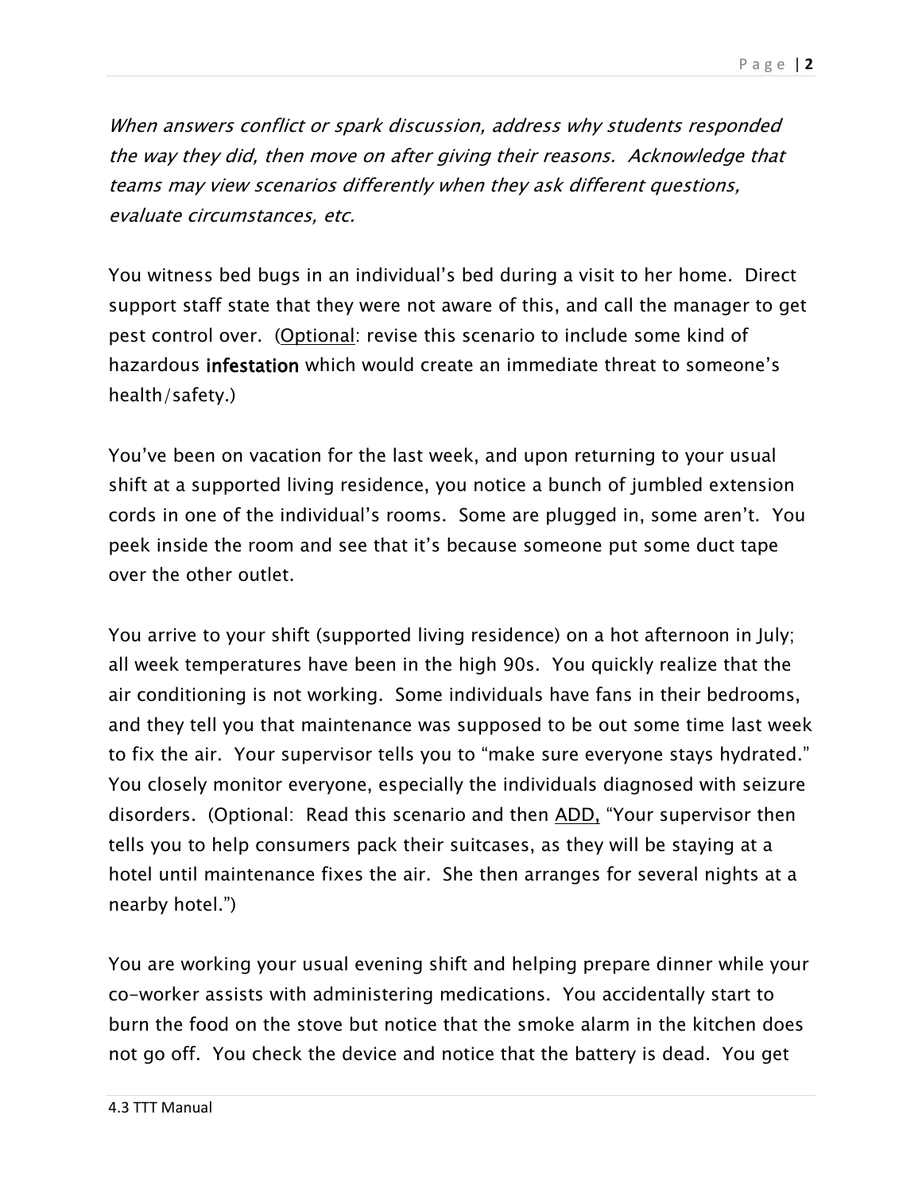*When answers conflict or spark discussion, address why students responded the way they did, then move on after giving their reasons. Acknowledge that teams may view scenarios differently when they ask different questions, evaluate circumstances, etc.*

You witness bed bugs in an individual's bed during a visit to her home. Direct support staff state that they were not aware of this, and call the manager to get pest control over. (<u>Optional</u>: revise this scenario to include some kind of hazardous **infestation** which would create an immediate threat to someone's health/safety.)

You've been on vacation for the last week, and upon returning to your usual shift at a supported living residence, you notice a bunch of jumbled extension cords in one of the individual's rooms. Some are plugged in, some aren't. You peek inside the room and see that it's because someone put some duct tape over the other outlet.

You arrive to your shift (supported living residence) on a hot afternoon in July; all week temperatures have been in the high 90s. You quickly realize that the air conditioning is not working. Some individuals have fans in their bedrooms, and they tell you that maintenance was supposed to be out some time last week to fix the air. Your supervisor tells you to "make sure everyone stays hydrated." You closely monitor everyone, especially the individuals diagnosed with seizure disorders. (Optional: Read this scenario and then <u>ADD,</u> "Your supervisor then tells you to help consumers pack their suitcases, as they will be staying at a hotel until maintenance fixes the air. She then arranges for several nights at a nearby hotel.")

You are working your usual evening shift and helping prepare dinner while your co-worker assists with administering medications. You accidentally start to burn the food on the stove but notice that the smoke alarm in the kitchen does not go off. You check the device and notice that the battery is dead. You get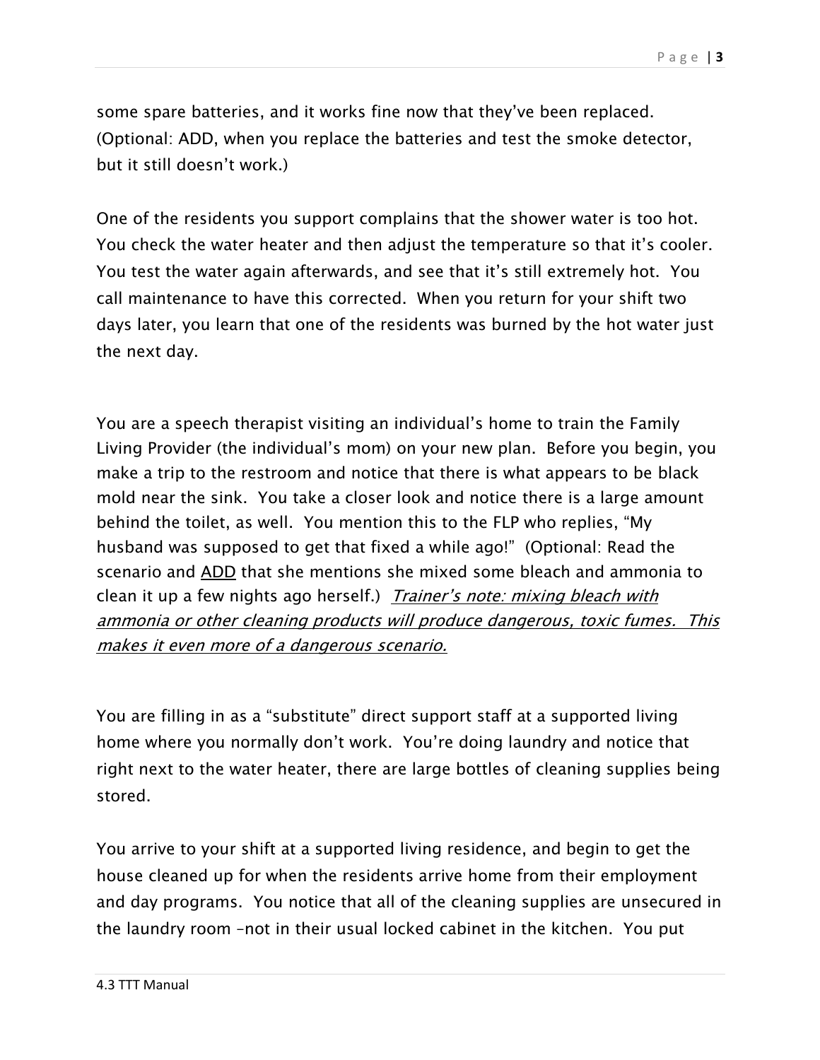some spare batteries, and it works fine now that they've been replaced. (Optional: ADD, when you replace the batteries and test the smoke detector, but it still doesn't work.)

One of the residents you support complains that the shower water is too hot. You check the water heater and then adjust the temperature so that it's cooler. You test the water again afterwards, and see that it's still extremely hot. You call maintenance to have this corrected. When you return for your shift two days later, you learn that one of the residents was burned by the hot water just the next day.

You are a speech therapist visiting an individual's home to train the Family Living Provider (the individual's mom) on your new plan. Before you begin, you make a trip to the restroom and notice that there is what appears to be black mold near the sink. You take a closer look and notice there is a large amount behind the toilet, as well. You mention this to the FLP who replies, "My husband was supposed to get that fixed a while ago!" (Optional: Read the scenario and <u>ADD</u> that she mentions she mixed some bleach and ammonia to clean it up a few nights ago herself.) <u>*Trainer's note: mixing bleach with ammonia or other cleaning products will produce dangerous, toxic fumes. This makes it even more of a dangerous scenario.*</u>

You are filling in as a "substitute" direct support staff at a supported living home where you normally don't work. You're doing laundry and notice that right next to the water heater, there are large bottles of cleaning supplies being stored.

You arrive to your shift at a supported living residence, and begin to get the house cleaned up for when the residents arrive home from their employment and day programs. You notice that all of the cleaning supplies are unsecured in the laundry room –not in their usual locked cabinet in the kitchen. You put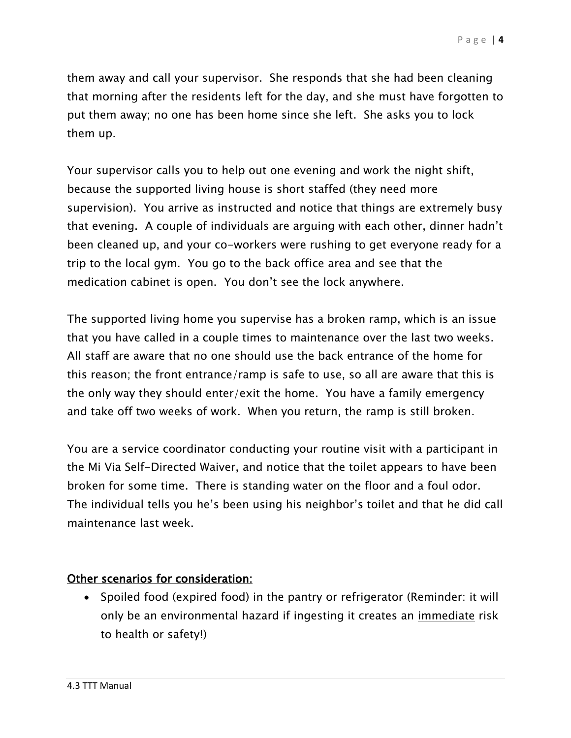them away and call your supervisor. She responds that she had been cleaning that morning after the residents left for the day, and she must have forgotten to put them away; no one has been home since she left. She asks you to lock them up.

Your supervisor calls you to help out one evening and work the night shift, because the supported living house is short staffed (they need more supervision). You arrive as instructed and notice that things are extremely busy that evening. A couple of individuals are arguing with each other, dinner hadn't been cleaned up, and your co-workers were rushing to get everyone ready for a trip to the local gym. You go to the back office area and see that the medication cabinet is open. You don't see the lock anywhere.

The supported living home you supervise has a broken ramp, which is an issue that you have called in a couple times to maintenance over the last two weeks. All staff are aware that no one should use the back entrance of the home for this reason; the front entrance/ramp is safe to use, so all are aware that this is the only way they should enter/exit the home. You have a family emergency and take off two weeks of work. When you return, the ramp is still broken.

You are a service coordinator conducting your routine visit with a participant in the Mi Via Self-Directed Waiver, and notice that the toilet appears to have been broken for some time. There is standing water on the floor and a foul odor. The individual tells you he's been using his neighbor's toilet and that he did call maintenance last week.

<u>**Other scenarios for consideration:**</u>

- Spoiled food (expired food) in the pantry or refrigerator (Reminder: it will only be an environmental hazard if ingesting it creates an <u>immediate</u> risk to health or safety!)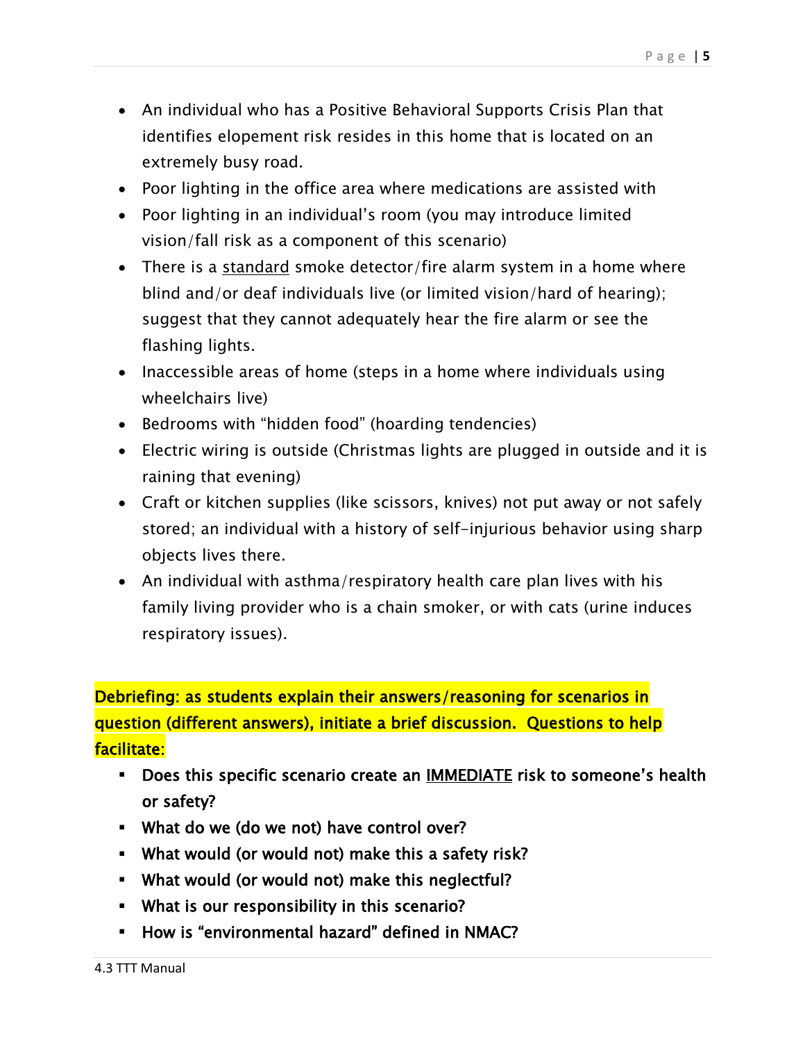- An individual who has a Positive Behavioral Supports Crisis Plan that identifies elopement risk resides in this home that is located on an extremely busy road.
- Poor lighting in the office area where medications are assisted with
- Poor lighting in an individual's room (you may introduce limited vision/fall risk as a component of this scenario)
- There is a <u>standard</u> smoke detector/fire alarm system in a home where blind and/or deaf individuals live (or limited vision/hard of hearing); suggest that they cannot adequately hear the fire alarm or see the flashing lights.
- Inaccessible areas of home (steps in a home where individuals using wheelchairs live)
- Bedrooms with "hidden food" (hoarding tendencies)
- Electric wiring is outside (Christmas lights are plugged in outside and it is raining that evening)
- Craft or kitchen supplies (like scissors, knives) not put away or not safely stored; an individual with a history of self-injurious behavior using sharp objects lives there.
- An individual with asthma/respiratory health care plan lives with his family living provider who is a chain smoker, or with cats (urine induces respiratory issues).

**Debriefing: as students explain their answers/reasoning for scenarios in question (different answers), initiate a brief discussion. Questions to help facilitate:**

- **Does this specific scenario create an <u>IMMEDIATE</u> risk to someone's health or safety?**
- **What do we (do we not) have control over?**
- **What would (or would not) make this a safety risk?**
- **What would (or would not) make this neglectful?**
- **What is our responsibility in this scenario?**
- **How is "environmental hazard" defined in NMAC?**